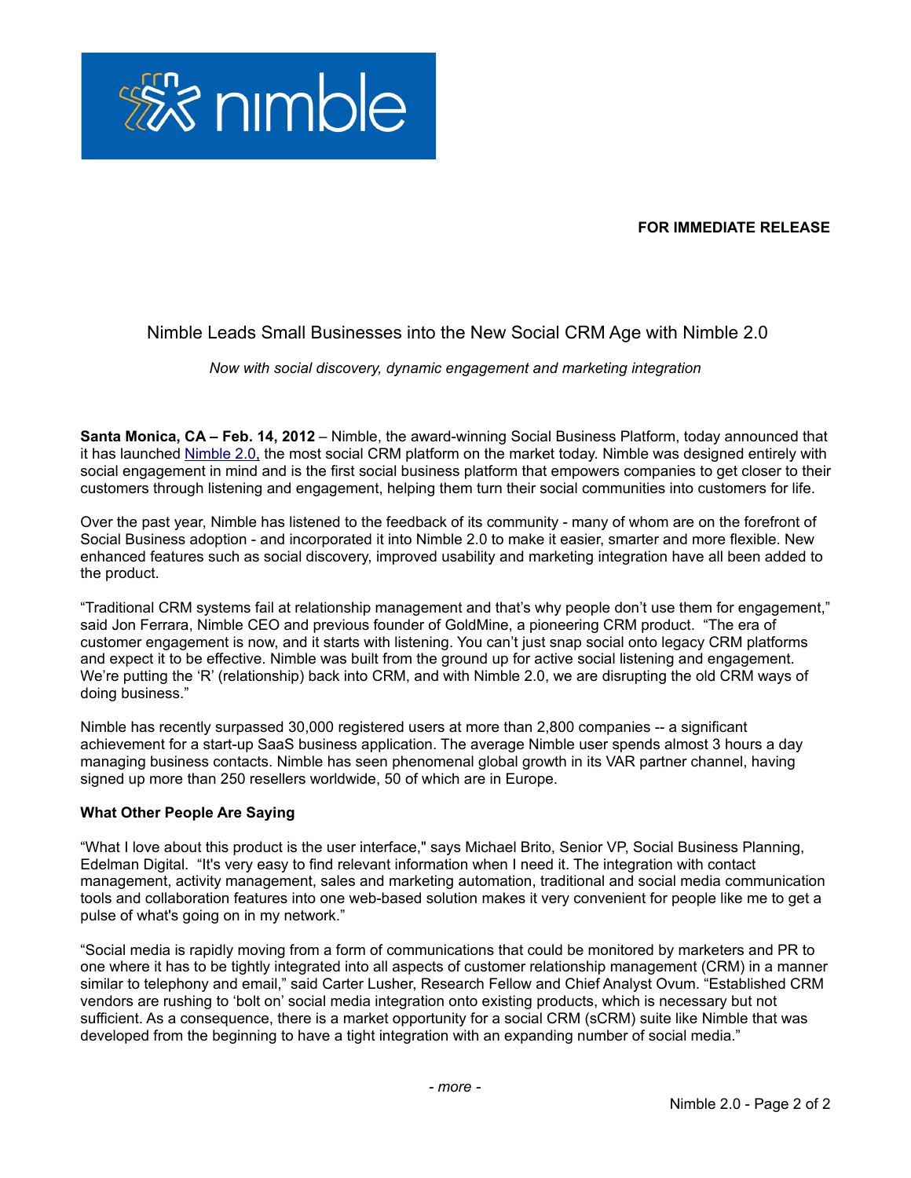**FOR IMMEDIATE RELEASE**

# Nimble Leads Small Businesses into the New Social CRM Age with Nimble 2.0

*Now with social discovery, dynamic engagement and marketing integration*

**Santa Monica, CA – Feb. 14, 2012** – Nimble, the award-winning Social Business Platform, today announced that it has launched Nimble 2.0, the most social CRM platform on the market today. Nimble was designed entirely with social engagement in mind and is the first social business platform that empowers companies to get closer to their customers through listening and engagement, helping them turn their social communities into customers for life.

Over the past year, Nimble has listened to the feedback of its community - many of whom are on the forefront of Social Business adoption - and incorporated it into Nimble 2.0 to make it easier, smarter and more flexible. New enhanced features such as social discovery, improved usability and marketing integration have all been added to the product.

"Traditional CRM systems fail at relationship management and that's why people don't use them for engagement," said Jon Ferrara, Nimble CEO and previous founder of GoldMine, a pioneering CRM product. "The era of customer engagement is now, and it starts with listening. You can't just snap social onto legacy CRM platforms and expect it to be effective. Nimble was built from the ground up for active social listening and engagement. We're putting the 'R' (relationship) back into CRM, and with Nimble 2.0, we are disrupting the old CRM ways of doing business."

Nimble has recently surpassed 30,000 registered users at more than 2,800 companies -- a significant achievement for a start-up SaaS business application. The average Nimble user spends almost 3 hours a day managing business contacts. Nimble has seen phenomenal global growth in its VAR partner channel, having signed up more than 250 resellers worldwide, 50 of which are in Europe.

**What Other People Are Saying**

"What I love about this product is the user interface," says Michael Brito, Senior VP, Social Business Planning, Edelman Digital. "It's very easy to find relevant information when I need it. The integration with contact management, activity management, sales and marketing automation, traditional and social media communication tools and collaboration features into one web-based solution makes it very convenient for people like me to get a pulse of what's going on in my network."

"Social media is rapidly moving from a form of communications that could be monitored by marketers and PR to one where it has to be tightly integrated into all aspects of customer relationship management (CRM) in a manner similar to telephony and email," said Carter Lusher, Research Fellow and Chief Analyst Ovum. "Established CRM vendors are rushing to 'bolt on' social media integration onto existing products, which is necessary but not sufficient. As a consequence, there is a market opportunity for a social CRM (sCRM) suite like Nimble that was developed from the beginning to have a tight integration with an expanding number of social media."

*- more -*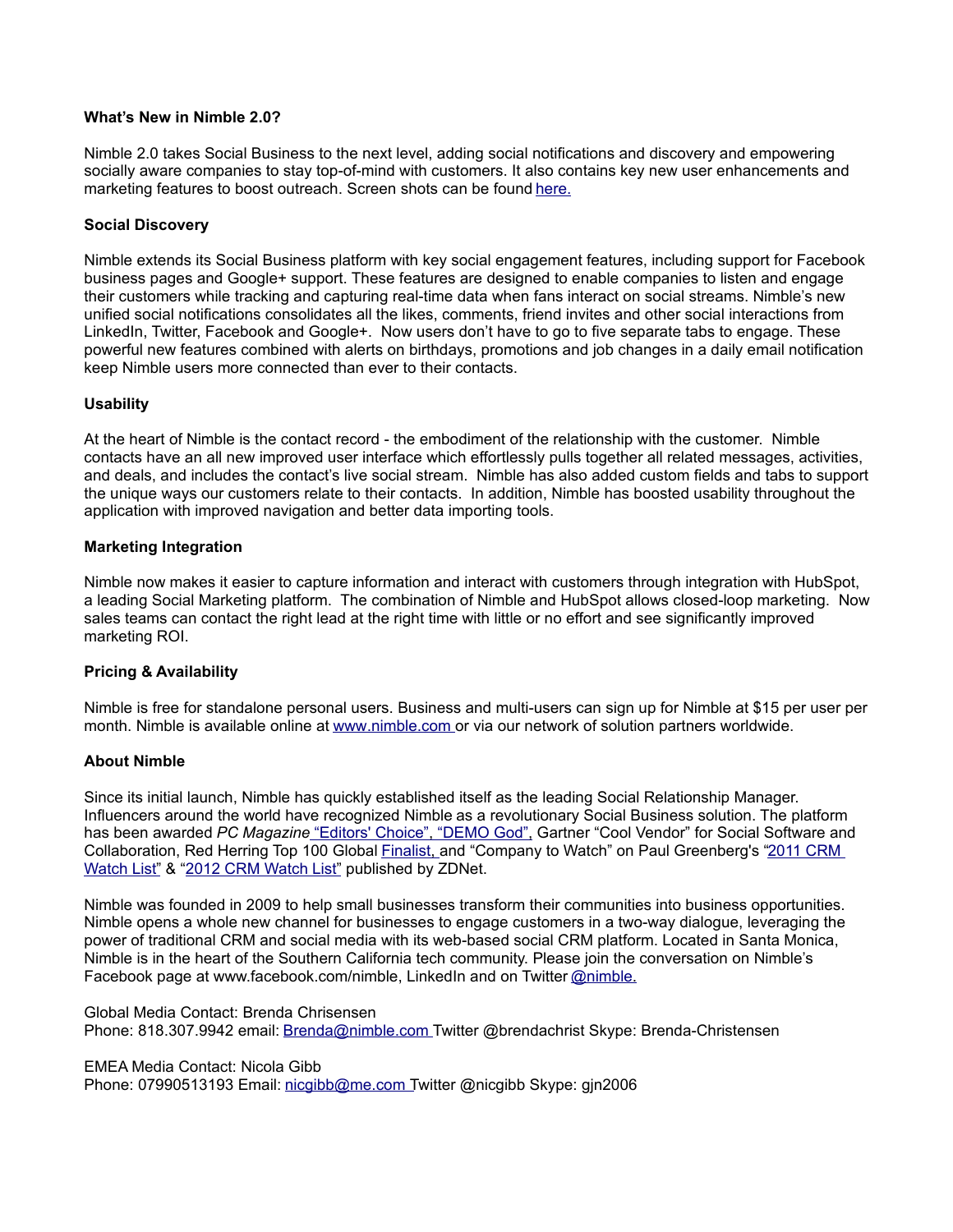**What's New in Nimble 2.0?**

Nimble 2.0 takes Social Business to the next level, adding social notifications and discovery and empowering socially aware companies to stay top-of-mind with customers. It also contains key new user enhancements and marketing features to boost outreach. Screen shots can be found here.

**Social Discovery**

Nimble extends its Social Business platform with key social engagement features, including support for Facebook business pages and Google+ support. These features are designed to enable companies to listen and engage their customers while tracking and capturing real-time data when fans interact on social streams. Nimble's new unified social notifications consolidates all the likes, comments, friend invites and other social interactions from LinkedIn, Twitter, Facebook and Google+. Now users don't have to go to five separate tabs to engage. These powerful new features combined with alerts on birthdays, promotions and job changes in a daily email notification keep Nimble users more connected than ever to their contacts.

**Usability**

At the heart of Nimble is the contact record - the embodiment of the relationship with the customer. Nimble contacts have an all new improved user interface which effortlessly pulls together all related messages, activities, and deals, and includes the contact's live social stream. Nimble has also added custom fields and tabs to support the unique ways our customers relate to their contacts. In addition, Nimble has boosted usability throughout the application with improved navigation and better data importing tools.

**Marketing Integration**

Nimble now makes it easier to capture information and interact with customers through integration with HubSpot, a leading Social Marketing platform. The combination of Nimble and HubSpot allows closed-loop marketing. Now sales teams can contact the right lead at the right time with little or no effort and see significantly improved marketing ROI.

**Pricing & Availability**

Nimble is free for standalone personal users. Business and multi-users can sign up for Nimble at $15 per user per month. Nimble is available online at www.nimble.com or via our network of solution partners worldwide.

**About Nimble**

Since its initial launch, Nimble has quickly established itself as the leading Social Relationship Manager. Influencers around the world have recognized Nimble as a revolutionary Social Business solution. The platform has been awarded *PC Magazine* "Editors' Choice", "DEMO God", Gartner "Cool Vendor" for Social Software and Collaboration, Red Herring Top 100 Global Finalist, and "Company to Watch" on Paul Greenberg's "2011 CRM Watch List" & "2012 CRM Watch List" published by ZDNet.

Nimble was founded in 2009 to help small businesses transform their communities into business opportunities. Nimble opens a whole new channel for businesses to engage customers in a two-way dialogue, leveraging the power of traditional CRM and social media with its web-based social CRM platform. Located in Santa Monica, Nimble is in the heart of the Southern California tech community. Please join the conversation on Nimble's Facebook page at www.facebook.com/nimble, LinkedIn and on Twitter @nimble.

Global Media Contact: Brenda Chrisensen
Phone: 818.307.9942 email: Brenda@nimble.com Twitter @brendachrist Skype: Brenda-Christensen

EMEA Media Contact: Nicola Gibb
Phone: 07990513193 Email: nicgibb@me.com Twitter @nicgibb Skype: gjn2006